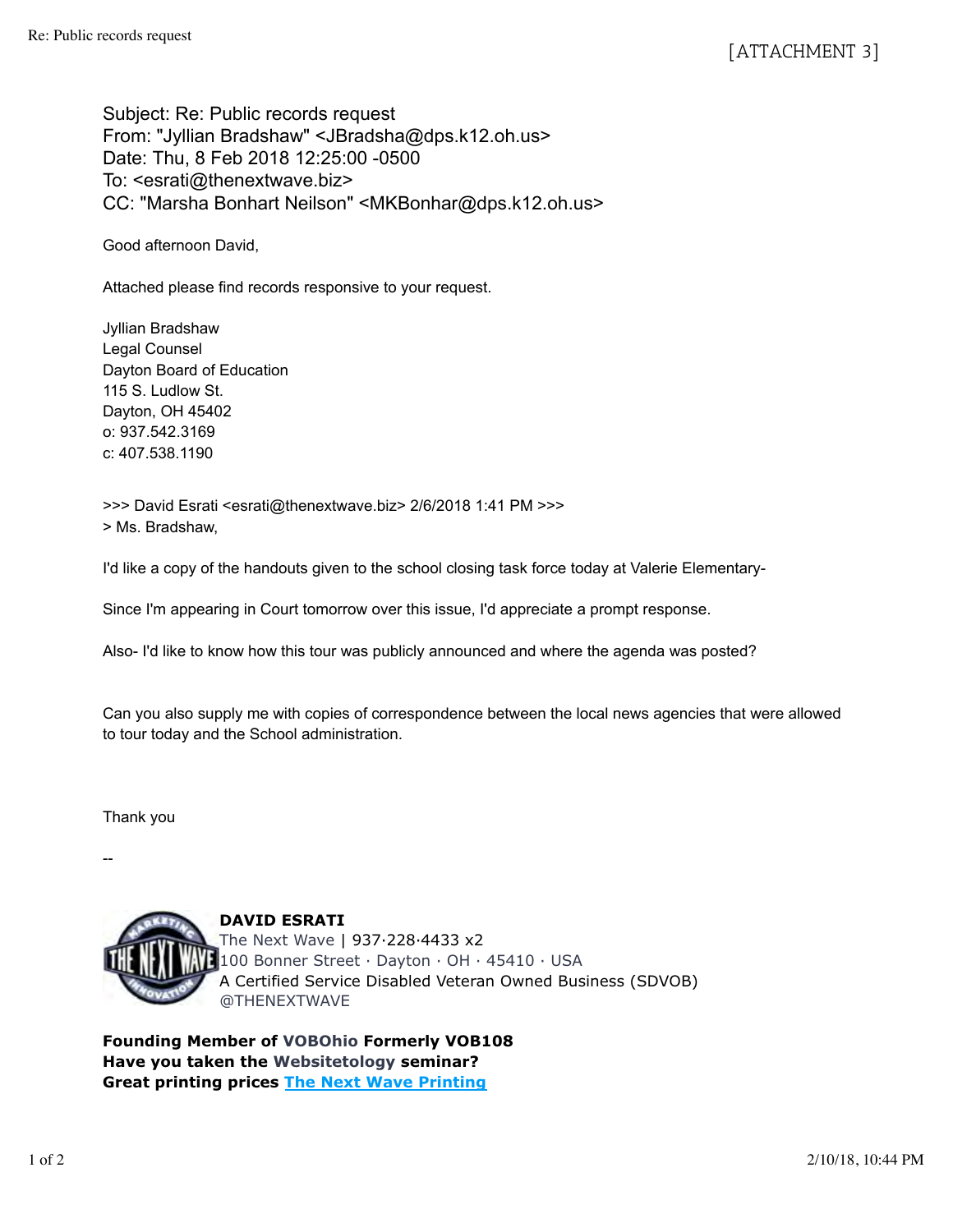[ATTACHMENT 3]

Subject: Re: Public records request
From: "Jyllian Bradshaw" <JBradsha@dps.k12.oh.us>
Date: Thu, 8 Feb 2018 12:25:00 -0500
To: <esrati@thenextwave.biz>
CC: "Marsha Bonhart Neilson" <MKBonhar@dps.k12.oh.us>

Good afternoon David,

Attached please find records responsive to your request.

Jyllian Bradshaw
Legal Counsel
Dayton Board of Education
115 S. Ludlow St.
Dayton, OH 45402
o: 937.542.3169
c: 407.538.1190

>>> David Esrati <esrati@thenextwave.biz> 2/6/2018 1:41 PM >>>
> Ms. Bradshaw,

I'd like a copy of the handouts given to the school closing task force today at Valerie Elementary-

Since I'm appearing in Court tomorrow over this issue, I'd appreciate a prompt response.

Also- I'd like to know how this tour was publicly announced and where the agenda was posted?

Can you also supply me with copies of correspondence between the local news agencies that were allowed to tour today and the School administration.

Thank you

--

**DAVID ESRATI**
The Next Wave | 937·228·4433 x2
100 Bonner Street · Dayton · OH · 45410 · USA
A Certified Service Disabled Veteran Owned Business (SDVOB)
@THENEXTWAVE

**Founding Member of VOBOhio Formerly VOB108**
**Have you taken the Websitetology seminar?**
**Great printing prices [The Next Wave Printing]()**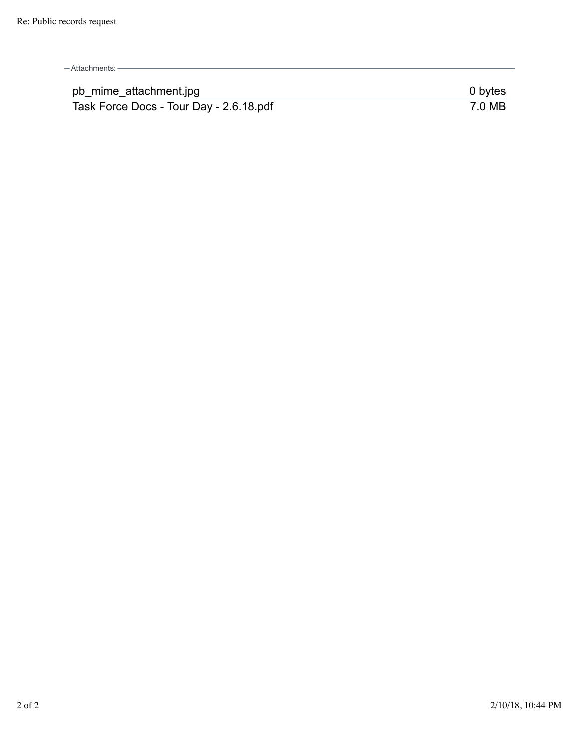Attachments:

| | |
| --- | --- |
| pb_mime_attachment.jpg | 0 bytes |
| Task Force Docs - Tour Day - 2.6.18.pdf | 7.0 MB |